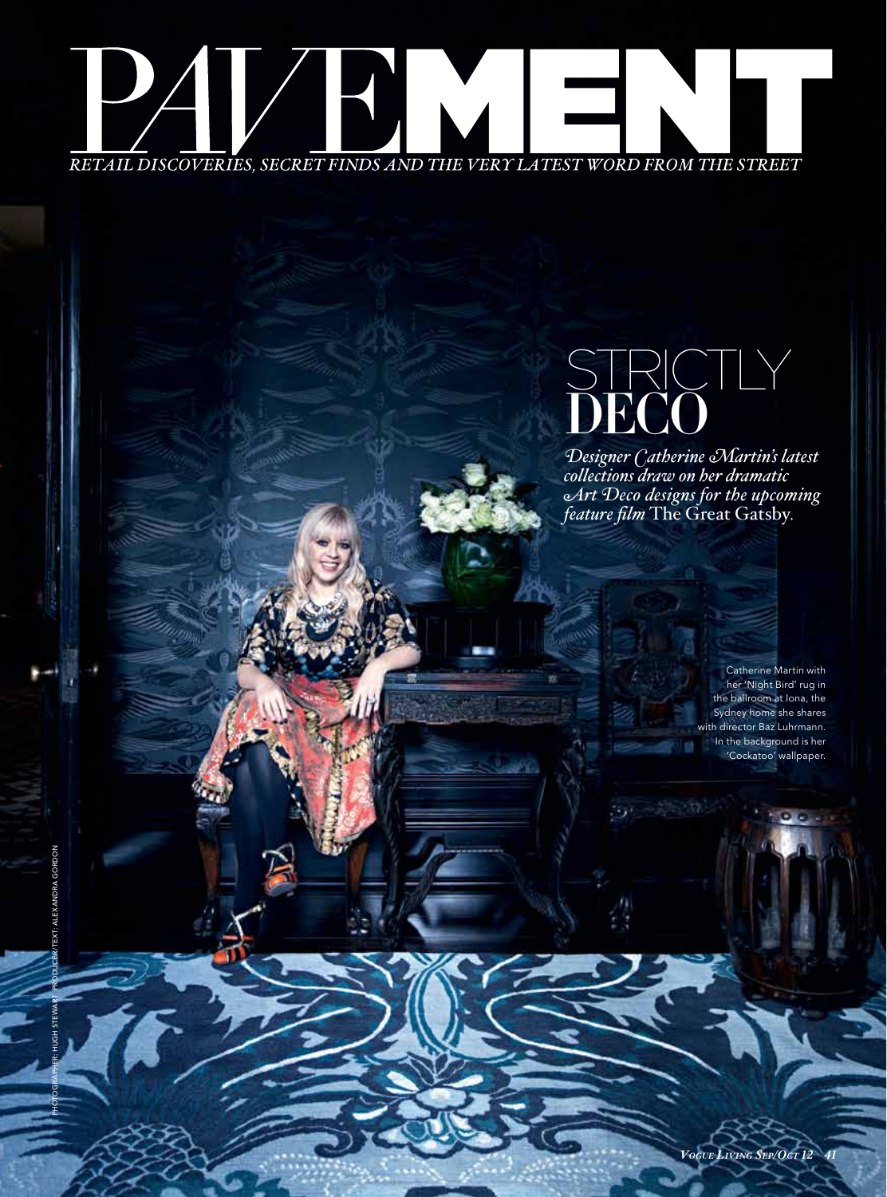# PAVEMENT

*RETAIL DISCOVERIES, SECRET FINDS AND THE VERY LATEST WORD FROM THE STREET*

## STRICTLY DECO

*Designer Catherine Martin's latest collections draw on her dramatic Art Deco designs for the upcoming feature film* The Great Gatsby*.*

Catherine Martin with her 'Night Bird' rug in the ballroom at Iona, the Sydney home she shares with director Baz Luhrmann. In the background is her 'Cockatoo' wallpaper.

PHOTOGRAPHER: HUGH STEWART PRODUCER/TEXT: ALEXANDRA GORDON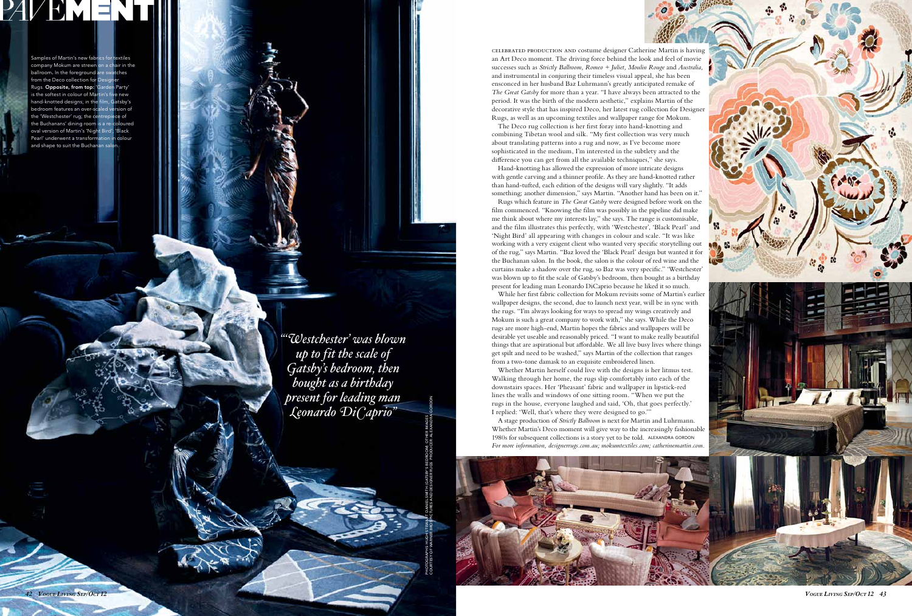# PAVEMENT

Samples of Martin's new fabrics for textiles company Mokum are strewn on a chair in the ballroom. In the foreground are swatches from the Deco collection for Designer Rugs. **Opposite, from top:** 'Garden Party' is the softest in colour of Martin's five new hand-knotted designs; in the film, Gatsby's bedroom features an over-scaled version of the 'Westchester' rug; the centrepiece of the Buchanans' dining room is a re-coloured oval version of Martin's 'Night Bird'; 'Black Pearl' underwent a transformation in colour and shape to suit the Buchanan salon.

*"'Westchester' was blown up to fit the scale of Gatsby's bedroom, then bought as a birthday present for leading man Leonardo DiCaprio"*

CELEBRATED PRODUCTION AND costume designer Catherine Martin is having an Art Deco moment. The driving force behind the look and feel of movie successes such as *Strictly Ballroom*, *Romeo + Juliet*, *Moulin Rouge* and *Australia*, and instrumental in conjuring their timeless visual appeal, she has been ensconced in her husband Baz Luhrmann's greatly anticipated remake of *The Great Gatsby* for more than a year. "I have always been attracted to the period. It was the birth of the modern aesthetic," explains Martin of the decorative style that has inspired Deco, her latest rug collection for Designer Rugs, as well as an upcoming textiles and wallpaper range for Mokum.

The Deco rug collection is her first foray into hand-knotting and combining Tibetan wool and silk. "My first collection was very much about translating patterns into a rug and now, as I've become more sophisticated in the medium, I'm interested in the subtlety and the difference you can get from all the available techniques," she says.

Hand-knotting has allowed the expression of more intricate designs with gentle carving and a thinner profile. As they are hand-knotted rather than hand-tufted, each edition of the designs will vary slightly. "It adds something; another dimension," says Martin. "Another hand has been on it."

Rugs which feature in *The Great Gatsby* were designed before work on the film commenced. "Knowing the film was possibly in the pipeline did make me think about where my interests lay," she says. The range is customisable, and the film illustrates this perfectly, with 'Westchester', 'Black Pearl' and 'Night Bird' all appearing with changes in colour and scale. "It was like working with a very exigent client who wanted very specific storytelling out of the rug," says Martin. "Baz loved the 'Black Pearl' design but wanted it for the Buchanan salon. In the book, the salon is the colour of red wine and the curtains make a shadow over the rug, so Baz was very specific." 'Westchester' was blown up to fit the scale of Gatsby's bedroom, then bought as a birthday present for leading man Leonardo DiCaprio because he liked it so much.

While her first fabric collection for Mokum revisits some of Martin's earlier wallpaper designs, the second, due to launch next year, will be in sync with the rugs. "I'm always looking for ways to spread my wings creatively and Mokum is such a great company to work with," she says. While the Deco rugs are more high-end, Martin hopes the fabrics and wallpapers will be desirable yet useable and reasonably priced. "I want to make really beautiful things that are aspirational but affordable. We all live busy lives where things get spilt and need to be washed," says Martin of the collection that ranges from a two-tone damask to an exquisite embroidered linen.

Whether Martin herself could live with the designs is her litmus test. Walking through her home, the rugs slip comfortably into each of the downstairs spaces. Her 'Pheasant' fabric and wallpaper in lipstick-red lines the walls and windows of one sitting room. "When we put the rugs in the house, everyone laughed and said, 'Oh, that goes perfectly.' I replied: 'Well, that's where they were designed to go.'"

A stage production of *Strictly Ballroom* is next for Martin and Luhrmann. Whether Martin's Deco moment will give way to the increasingly fashionable 1980s for subsequent collections is a story yet to be told. ALEXANDRA GORDON

*For more information, designerrugs.com.au; mokumtextiles.com; catherinemartin.com.*

PHOTOGRAPHS HUGH STEWART, DANIEL SMITH (GATSBY'S BEDROOM). OTHER IMAGES COURTESY OF WARNER BROS PICTURES AND DESIGNER RUGS. PRODUCER: ALEXANDRA GORDON